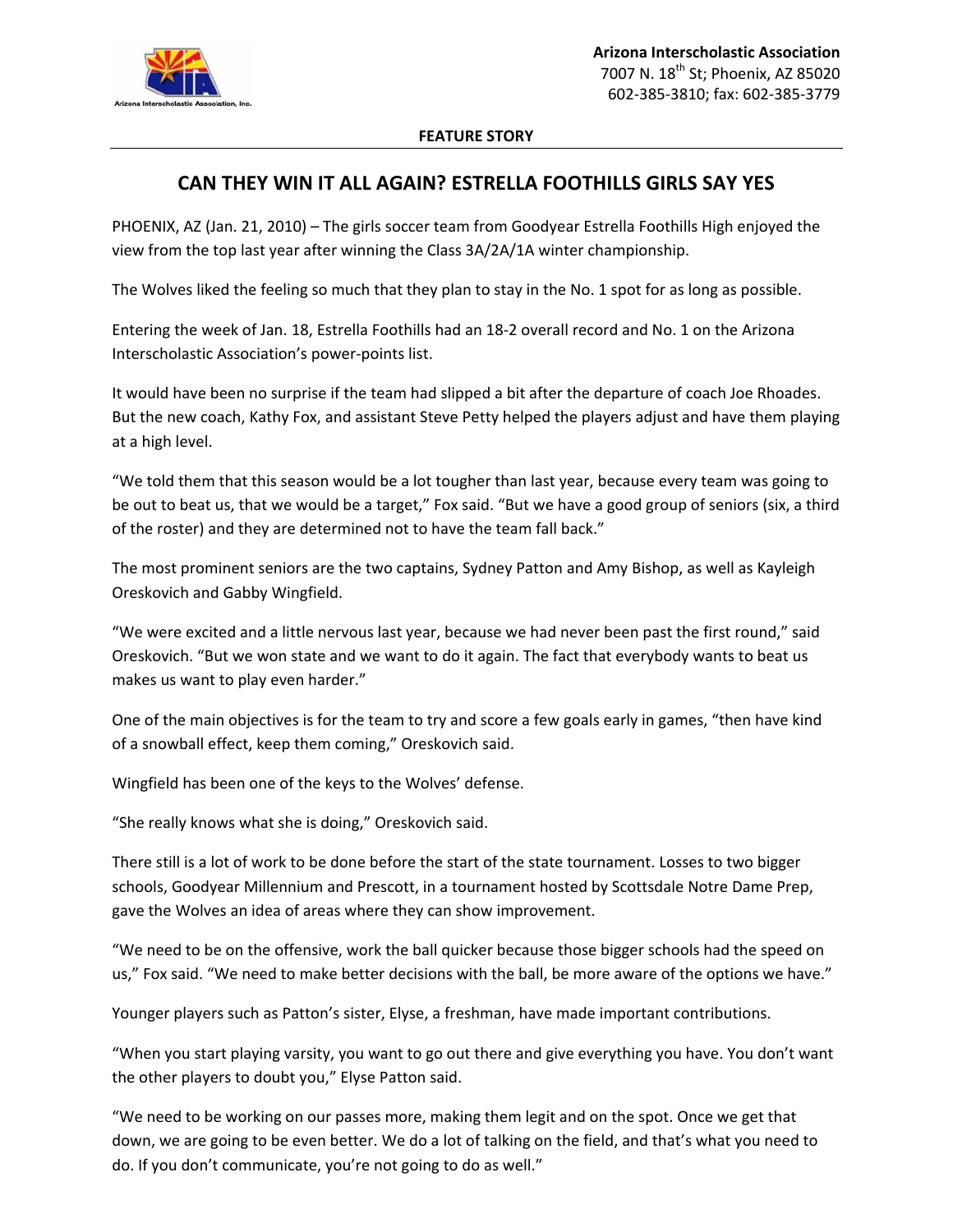**Arizona Interscholastic Association**
7007 N. 18th St; Phoenix, AZ 85020
602-385-3810; fax: 602-385-3779

**FEATURE STORY**

# CAN THEY WIN IT ALL AGAIN? ESTRELLA FOOTHILLS GIRLS SAY YES

PHOENIX, AZ (Jan. 21, 2010) – The girls soccer team from Goodyear Estrella Foothills High enjoyed the view from the top last year after winning the Class 3A/2A/1A winter championship.

The Wolves liked the feeling so much that they plan to stay in the No. 1 spot for as long as possible.

Entering the week of Jan. 18, Estrella Foothills had an 18-2 overall record and No. 1 on the Arizona Interscholastic Association's power-points list.

It would have been no surprise if the team had slipped a bit after the departure of coach Joe Rhoades. But the new coach, Kathy Fox, and assistant Steve Petty helped the players adjust and have them playing at a high level.

"We told them that this season would be a lot tougher than last year, because every team was going to be out to beat us, that we would be a target," Fox said. "But we have a good group of seniors (six, a third of the roster) and they are determined not to have the team fall back."

The most prominent seniors are the two captains, Sydney Patton and Amy Bishop, as well as Kayleigh Oreskovich and Gabby Wingfield.

"We were excited and a little nervous last year, because we had never been past the first round," said Oreskovich. "But we won state and we want to do it again. The fact that everybody wants to beat us makes us want to play even harder."

One of the main objectives is for the team to try and score a few goals early in games, "then have kind of a snowball effect, keep them coming," Oreskovich said.

Wingfield has been one of the keys to the Wolves' defense.

"She really knows what she is doing," Oreskovich said.

There still is a lot of work to be done before the start of the state tournament. Losses to two bigger schools, Goodyear Millennium and Prescott, in a tournament hosted by Scottsdale Notre Dame Prep, gave the Wolves an idea of areas where they can show improvement.

"We need to be on the offensive, work the ball quicker because those bigger schools had the speed on us," Fox said. "We need to make better decisions with the ball, be more aware of the options we have."

Younger players such as Patton's sister, Elyse, a freshman, have made important contributions.

"When you start playing varsity, you want to go out there and give everything you have. You don't want the other players to doubt you," Elyse Patton said.

"We need to be working on our passes more, making them legit and on the spot. Once we get that down, we are going to be even better. We do a lot of talking on the field, and that's what you need to do. If you don't communicate, you're not going to do as well."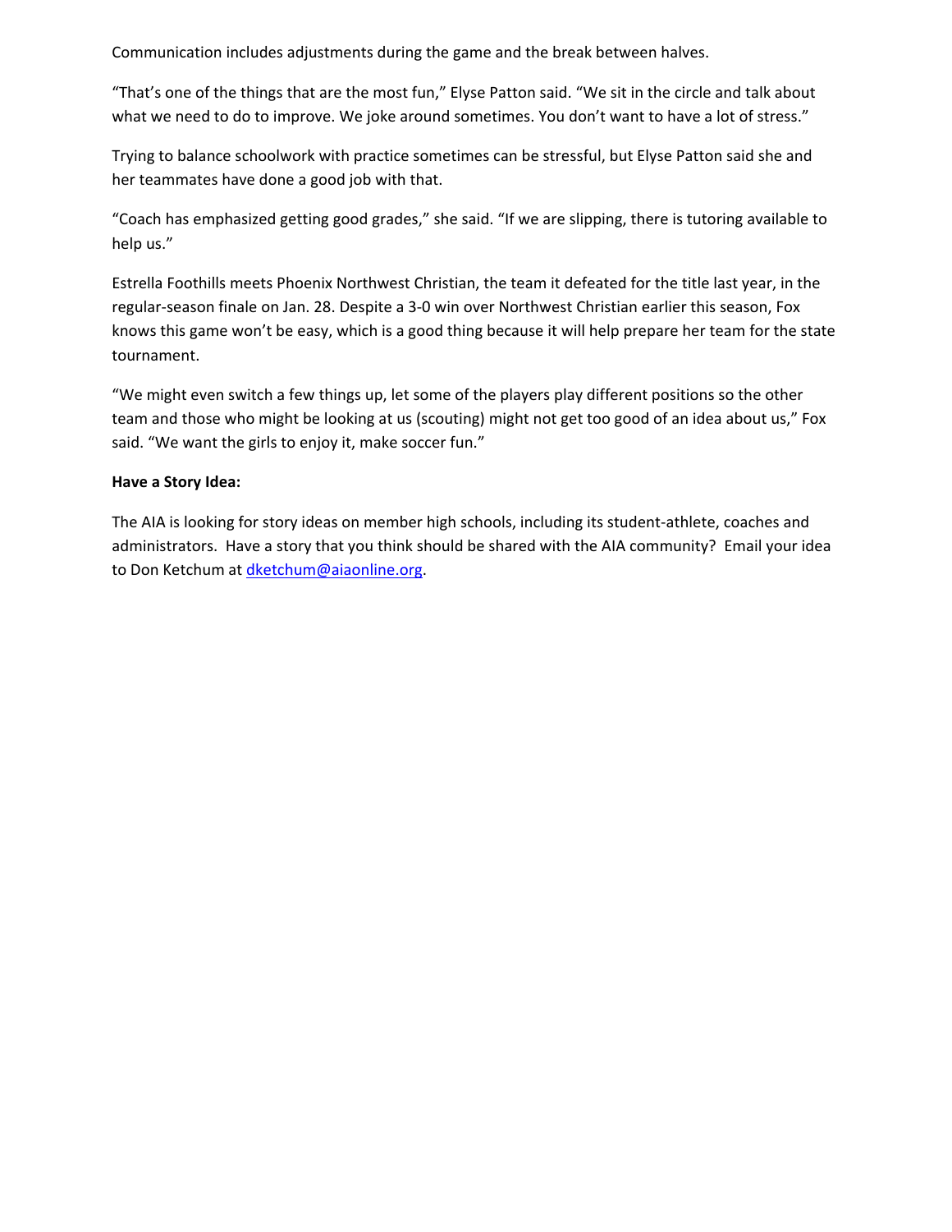Communication includes adjustments during the game and the break between halves.

“That’s one of the things that are the most fun,” Elyse Patton said. “We sit in the circle and talk about what we need to do to improve. We joke around sometimes. You don’t want to have a lot of stress.”

Trying to balance schoolwork with practice sometimes can be stressful, but Elyse Patton said she and her teammates have done a good job with that.

“Coach has emphasized getting good grades,” she said. “If we are slipping, there is tutoring available to help us.”

Estrella Foothills meets Phoenix Northwest Christian, the team it defeated for the title last year, in the regular-season finale on Jan. 28. Despite a 3-0 win over Northwest Christian earlier this season, Fox knows this game won’t be easy, which is a good thing because it will help prepare her team for the state tournament.

“We might even switch a few things up, let some of the players play different positions so the other team and those who might be looking at us (scouting) might not get too good of an idea about us,” Fox said. “We want the girls to enjoy it, make soccer fun.”

**Have a Story Idea:**

The AIA is looking for story ideas on member high schools, including its student-athlete, coaches and administrators. Have a story that you think should be shared with the AIA community? Email your idea to Don Ketchum at dketchum@aiaonline.org.